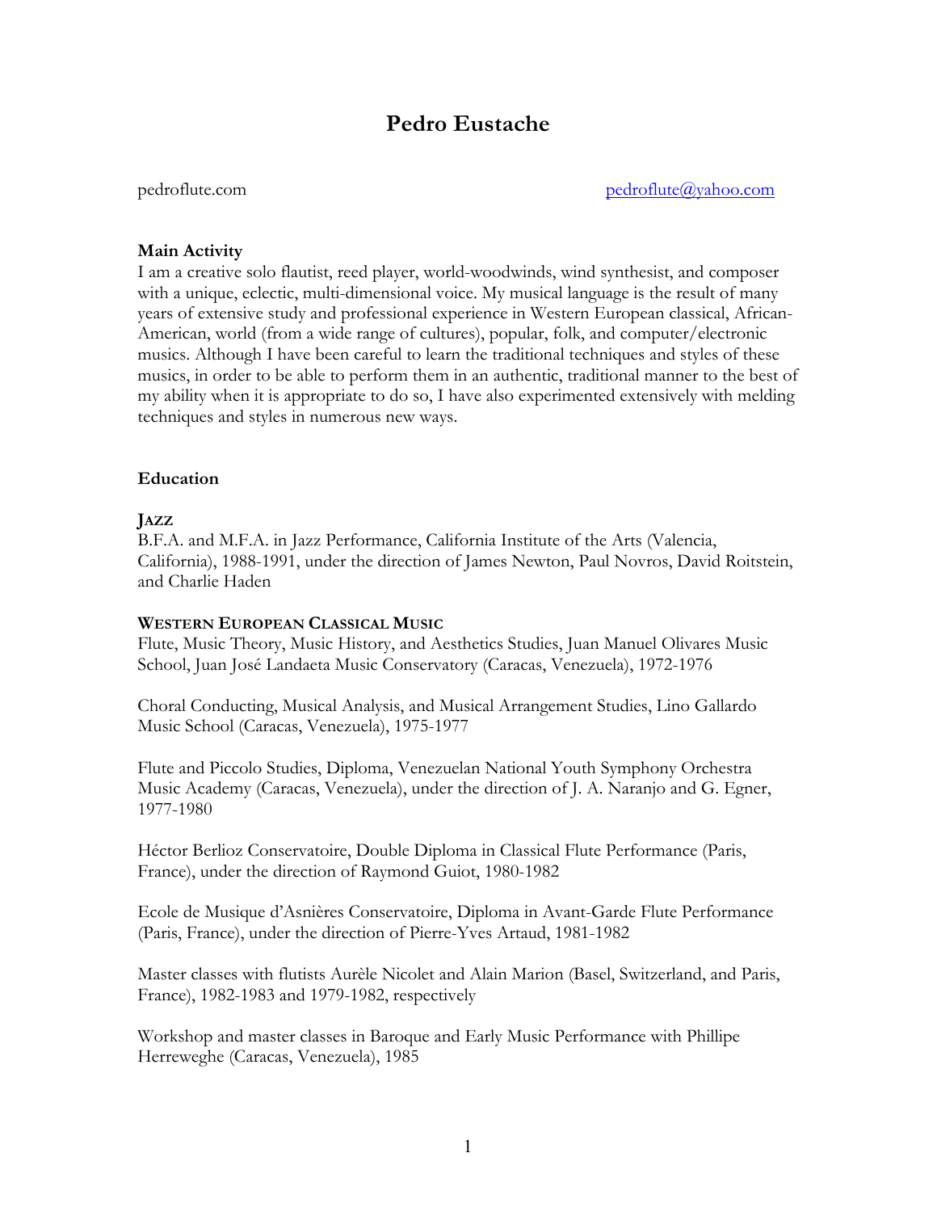# Pedro Eustache

pedroflute.com

pedroflute@yahoo.com

## Main Activity

I am a creative solo flautist, reed player, world-woodwinds, wind synthesist, and composer with a unique, eclectic, multi-dimensional voice. My musical language is the result of many years of extensive study and professional experience in Western European classical, African-American, world (from a wide range of cultures), popular, folk, and computer/electronic musics. Although I have been careful to learn the traditional techniques and styles of these musics, in order to be able to perform them in an authentic, traditional manner to the best of my ability when it is appropriate to do so, I have also experimented extensively with melding techniques and styles in numerous new ways.

## Education

### Jazz

B.F.A. and M.F.A. in Jazz Performance, California Institute of the Arts (Valencia, California), 1988-1991, under the direction of James Newton, Paul Novros, David Roitstein, and Charlie Haden

### Western European Classical Music

Flute, Music Theory, Music History, and Aesthetics Studies, Juan Manuel Olivares Music School, Juan José Landaeta Music Conservatory (Caracas, Venezuela), 1972-1976

Choral Conducting, Musical Analysis, and Musical Arrangement Studies, Lino Gallardo Music School (Caracas, Venezuela), 1975-1977

Flute and Piccolo Studies, Diploma, Venezuelan National Youth Symphony Orchestra Music Academy (Caracas, Venezuela), under the direction of J. A. Naranjo and G. Egner, 1977-1980

Héctor Berlioz Conservatoire, Double Diploma in Classical Flute Performance (Paris, France), under the direction of Raymond Guiot, 1980-1982

Ecole de Musique d'Asnières Conservatoire, Diploma in Avant-Garde Flute Performance (Paris, France), under the direction of Pierre-Yves Artaud, 1981-1982

Master classes with flutists Aurèle Nicolet and Alain Marion (Basel, Switzerland, and Paris, France), 1982-1983 and 1979-1982, respectively

Workshop and master classes in Baroque and Early Music Performance with Phillipe Herreweghe (Caracas, Venezuela), 1985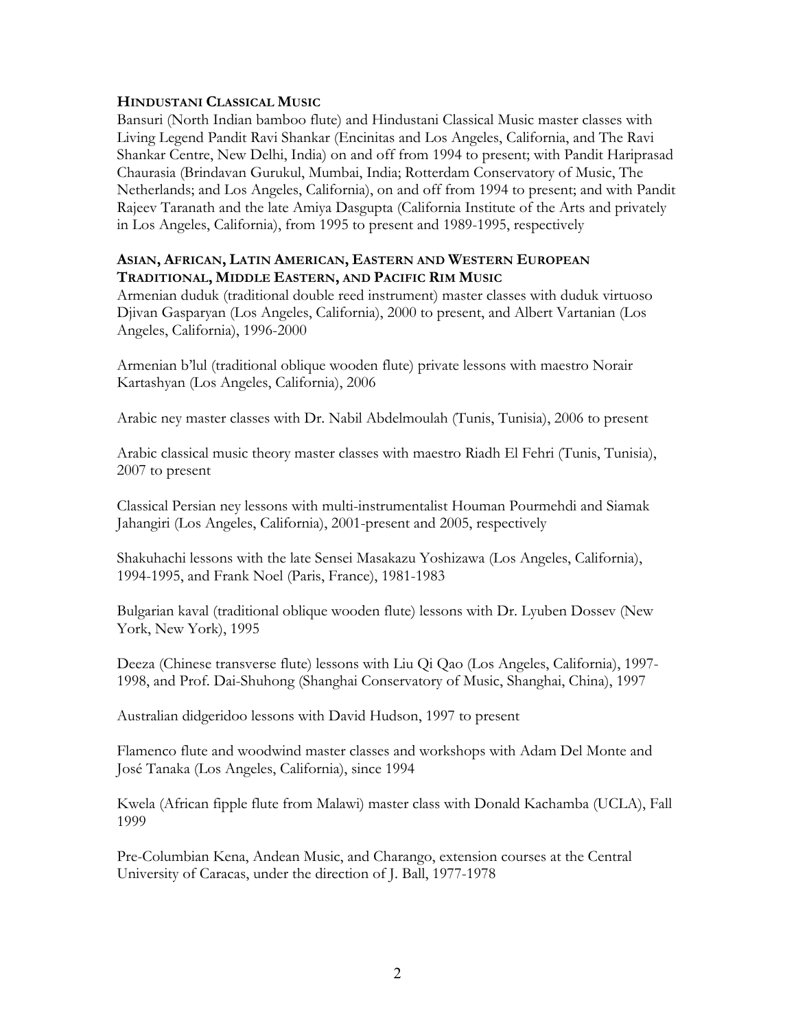### Hindustani Classical Music

Bansuri (North Indian bamboo flute) and Hindustani Classical Music master classes with Living Legend Pandit Ravi Shankar (Encinitas and Los Angeles, California, and The Ravi Shankar Centre, New Delhi, India) on and off from 1994 to present; with Pandit Hariprasad Chaurasia (Brindavan Gurukul, Mumbai, India; Rotterdam Conservatory of Music, The Netherlands; and Los Angeles, California), on and off from 1994 to present; and with Pandit Rajeev Taranath and the late Amiya Dasgupta (California Institute of the Arts and privately in Los Angeles, California), from 1995 to present and 1989-1995, respectively

### Asian, African, Latin American, Eastern and Western European Traditional, Middle Eastern, and Pacific Rim Music

Armenian duduk (traditional double reed instrument) master classes with duduk virtuoso Djivan Gasparyan (Los Angeles, California), 2000 to present, and Albert Vartanian (Los Angeles, California), 1996-2000

Armenian b'lul (traditional oblique wooden flute) private lessons with maestro Norair Kartashyan (Los Angeles, California), 2006

Arabic ney master classes with Dr. Nabil Abdelmoulah (Tunis, Tunisia), 2006 to present

Arabic classical music theory master classes with maestro Riadh El Fehri (Tunis, Tunisia), 2007 to present

Classical Persian ney lessons with multi-instrumentalist Houman Pourmehdi and Siamak Jahangiri (Los Angeles, California), 2001-present and 2005, respectively

Shakuhachi lessons with the late Sensei Masakazu Yoshizawa (Los Angeles, California), 1994-1995, and Frank Noel (Paris, France), 1981-1983

Bulgarian kaval (traditional oblique wooden flute) lessons with Dr. Lyuben Dossev (New York, New York), 1995

Deeza (Chinese transverse flute) lessons with Liu Qi Qao (Los Angeles, California), 1997-1998, and Prof. Dai-Shuhong (Shanghai Conservatory of Music, Shanghai, China), 1997

Australian didgeridoo lessons with David Hudson, 1997 to present

Flamenco flute and woodwind master classes and workshops with Adam Del Monte and José Tanaka (Los Angeles, California), since 1994

Kwela (African fipple flute from Malawi) master class with Donald Kachamba (UCLA), Fall 1999

Pre-Columbian Kena, Andean Music, and Charango, extension courses at the Central University of Caracas, under the direction of J. Ball, 1977-1978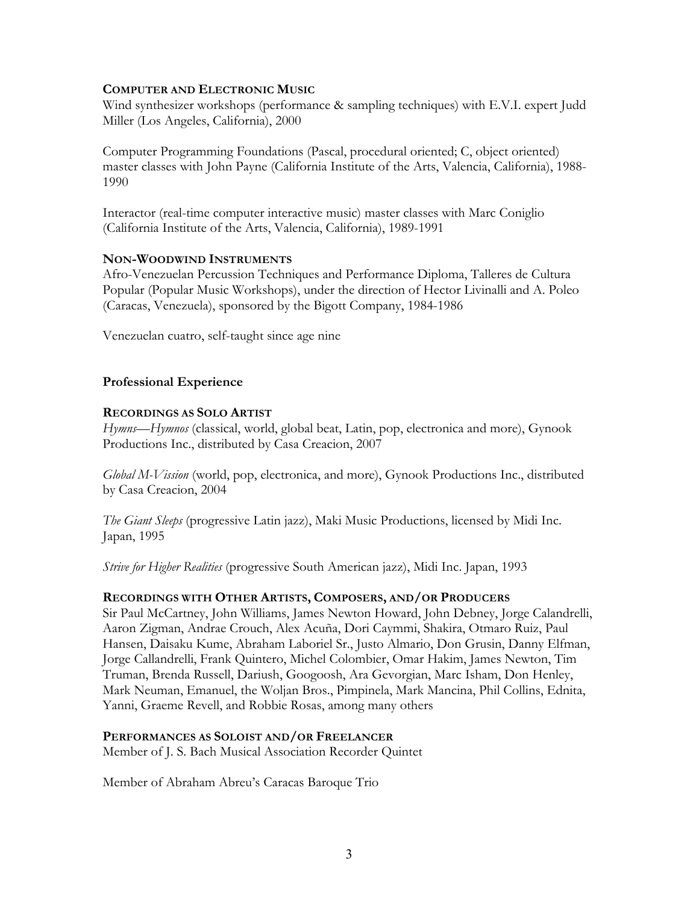#### Computer and Electronic Music

Wind synthesizer workshops (performance & sampling techniques) with E.V.I. expert Judd Miller (Los Angeles, California), 2000

Computer Programming Foundations (Pascal, procedural oriented; C, object oriented) master classes with John Payne (California Institute of the Arts, Valencia, California), 1988-1990

Interactor (real-time computer interactive music) master classes with Marc Coniglio (California Institute of the Arts, Valencia, California), 1989-1991

#### Non-Woodwind Instruments

Afro-Venezuelan Percussion Techniques and Performance Diploma, Talleres de Cultura Popular (Popular Music Workshops), under the direction of Hector Livinalli and A. Poleo (Caracas, Venezuela), sponsored by the Bigott Company, 1984-1986

Venezuelan cuatro, self-taught since age nine

## Professional Experience

#### Recordings as Solo Artist

*Hymns—Hymnos* (classical, world, global beat, Latin, pop, electronica and more), Gynook Productions Inc., distributed by Casa Creacion, 2007

*Global M-Vission* (world, pop, electronica, and more), Gynook Productions Inc., distributed by Casa Creacion, 2004

*The Giant Sleeps* (progressive Latin jazz), Maki Music Productions, licensed by Midi Inc. Japan, 1995

*Strive for Higher Realities* (progressive South American jazz), Midi Inc. Japan, 1993

#### Recordings with Other Artists, Composers, and/or Producers

Sir Paul McCartney, John Williams, James Newton Howard, John Debney, Jorge Calandrelli, Aaron Zigman, Andrae Crouch, Alex Acuña, Dori Caymmi, Shakira, Otmaro Ruiz, Paul Hansen, Daisaku Kume, Abraham Laboriel Sr., Justo Almario, Don Grusin, Danny Elfman, Jorge Callandrelli, Frank Quintero, Michel Colombier, Omar Hakim, James Newton, Tim Truman, Brenda Russell, Dariush, Googoosh, Ara Gevorgian, Marc Isham, Don Henley, Mark Neuman, Emanuel, the Woljan Bros., Pimpinela, Mark Mancina, Phil Collins, Ednita, Yanni, Graeme Revell, and Robbie Rosas, among many others

#### Performances as Soloist and/or Freelancer

Member of J. S. Bach Musical Association Recorder Quintet

Member of Abraham Abreu's Caracas Baroque Trio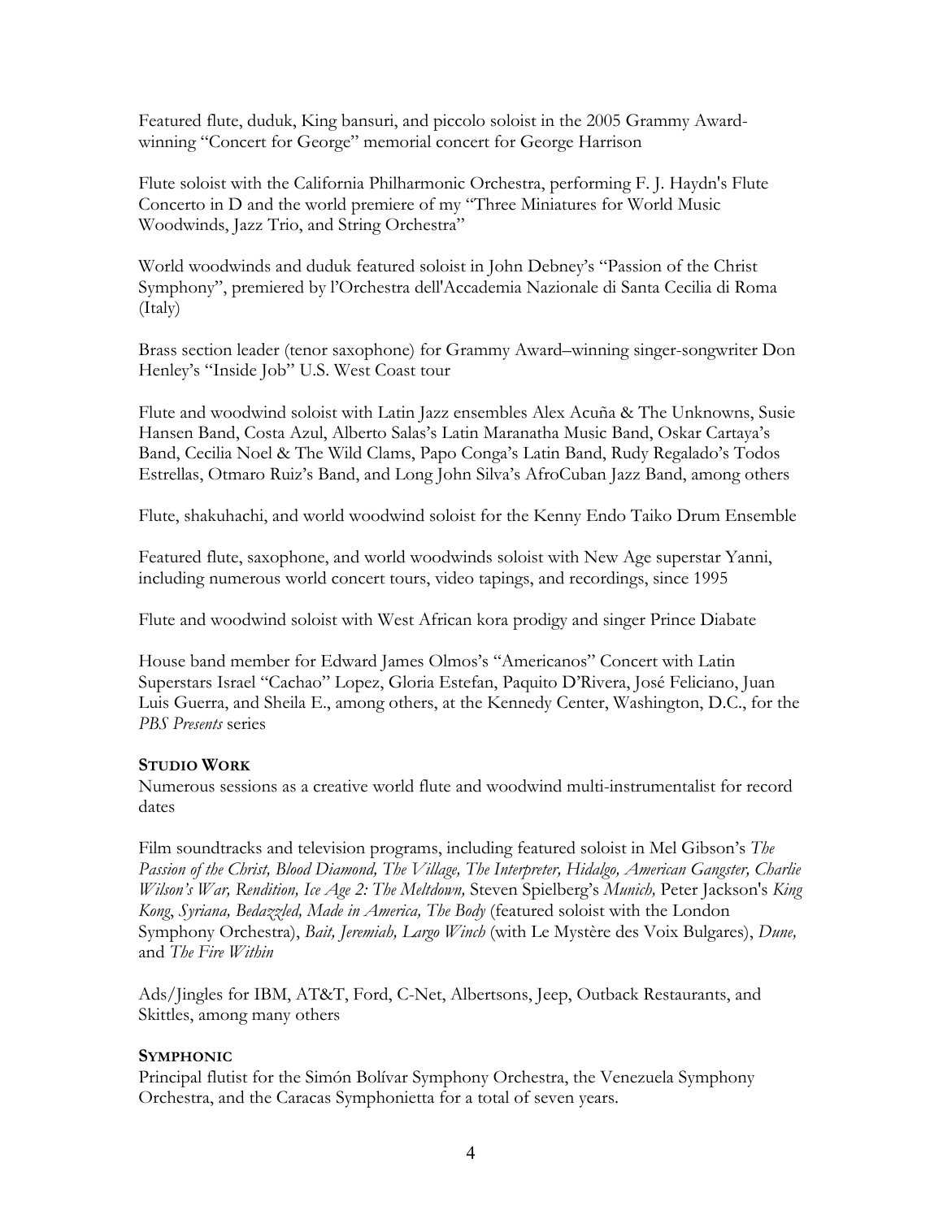Featured flute, duduk, King bansuri, and piccolo soloist in the 2005 Grammy Award-winning "Concert for George" memorial concert for George Harrison

Flute soloist with the California Philharmonic Orchestra, performing F. J. Haydn's Flute Concerto in D and the world premiere of my "Three Miniatures for World Music Woodwinds, Jazz Trio, and String Orchestra"

World woodwinds and duduk featured soloist in John Debney's "Passion of the Christ Symphony", premiered by l'Orchestra dell'Accademia Nazionale di Santa Cecilia di Roma (Italy)

Brass section leader (tenor saxophone) for Grammy Award–winning singer-songwriter Don Henley's "Inside Job" U.S. West Coast tour

Flute and woodwind soloist with Latin Jazz ensembles Alex Acuña & The Unknowns, Susie Hansen Band, Costa Azul, Alberto Salas's Latin Maranatha Music Band, Oskar Cartaya's Band, Cecilia Noel & The Wild Clams, Papo Conga's Latin Band, Rudy Regalado's Todos Estrellas, Otmaro Ruiz's Band, and Long John Silva's AfroCuban Jazz Band, among others

Flute, shakuhachi, and world woodwind soloist for the Kenny Endo Taiko Drum Ensemble

Featured flute, saxophone, and world woodwinds soloist with New Age superstar Yanni, including numerous world concert tours, video tapings, and recordings, since 1995

Flute and woodwind soloist with West African kora prodigy and singer Prince Diabate

House band member for Edward James Olmos's "Americanos" Concert with Latin Superstars Israel "Cachao" Lopez, Gloria Estefan, Paquito D'Rivera, José Feliciano, Juan Luis Guerra, and Sheila E., among others, at the Kennedy Center, Washington, D.C., for the *PBS Presents* series

**STUDIO WORK**

Numerous sessions as a creative world flute and woodwind multi-instrumentalist for record dates

Film soundtracks and television programs, including featured soloist in Mel Gibson's *The Passion of the Christ, Blood Diamond, The Village, The Interpreter, Hidalgo, American Gangster, Charlie Wilson's War, Rendition, Ice Age 2: The Meltdown,* Steven Spielberg's *Munich,* Peter Jackson's *King Kong, Syriana, Bedazzled, Made in America, The Body* (featured soloist with the London Symphony Orchestra), *Bait, Jeremiah, Largo Winch* (with Le Mystère des Voix Bulgares), *Dune,* and *The Fire Within*

Ads/Jingles for IBM, AT&T, Ford, C-Net, Albertsons, Jeep, Outback Restaurants, and Skittles, among many others

**SYMPHONIC**

Principal flutist for the Simón Bolívar Symphony Orchestra, the Venezuela Symphony Orchestra, and the Caracas Symphonietta for a total of seven years.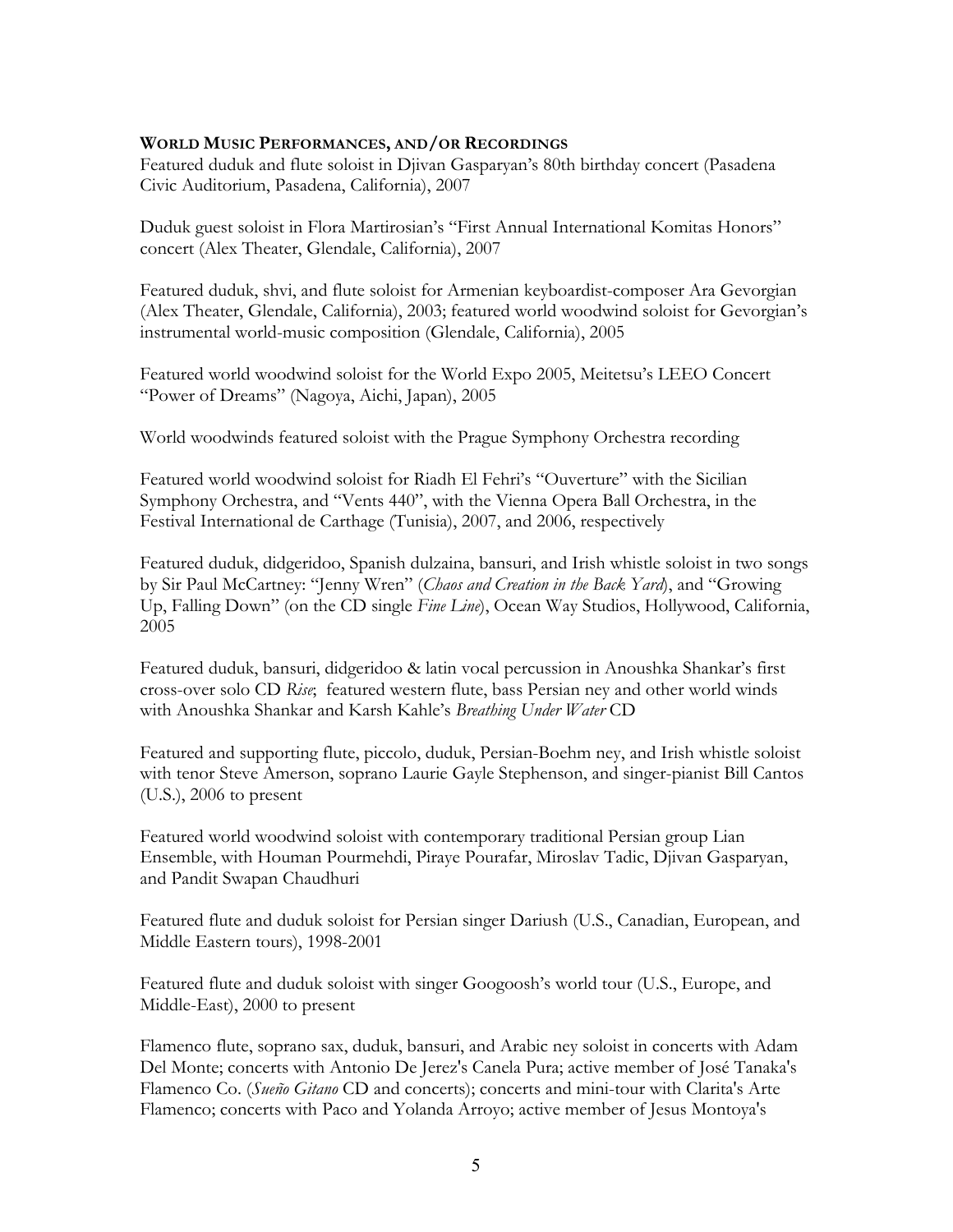## World Music Performances, and/or Recordings

Featured duduk and flute soloist in Djivan Gasparyan's 80th birthday concert (Pasadena Civic Auditorium, Pasadena, California), 2007

Duduk guest soloist in Flora Martirosian's "First Annual International Komitas Honors" concert (Alex Theater, Glendale, California), 2007

Featured duduk, shvi, and flute soloist for Armenian keyboardist-composer Ara Gevorgian (Alex Theater, Glendale, California), 2003; featured world woodwind soloist for Gevorgian's instrumental world-music composition (Glendale, California), 2005

Featured world woodwind soloist for the World Expo 2005, Meitetsu's LEEO Concert "Power of Dreams" (Nagoya, Aichi, Japan), 2005

World woodwinds featured soloist with the Prague Symphony Orchestra recording

Featured world woodwind soloist for Riadh El Fehri's "Ouverture" with the Sicilian Symphony Orchestra, and "Vents 440", with the Vienna Opera Ball Orchestra, in the Festival International de Carthage (Tunisia), 2007, and 2006, respectively

Featured duduk, didgeridoo, Spanish dulzaina, bansuri, and Irish whistle soloist in two songs by Sir Paul McCartney: "Jenny Wren" (*Chaos and Creation in the Back Yard*), and "Growing Up, Falling Down" (on the CD single *Fine Line*), Ocean Way Studios, Hollywood, California, 2005

Featured duduk, bansuri, didgeridoo & latin vocal percussion in Anoushka Shankar's first cross-over solo CD *Rise*; featured western flute, bass Persian ney and other world winds with Anoushka Shankar and Karsh Kahle's *Breathing Under Water* CD

Featured and supporting flute, piccolo, duduk, Persian-Boehm ney, and Irish whistle soloist with tenor Steve Amerson, soprano Laurie Gayle Stephenson, and singer-pianist Bill Cantos (U.S.), 2006 to present

Featured world woodwind soloist with contemporary traditional Persian group Lian Ensemble, with Houman Pourmehdi, Piraye Pourafar, Miroslav Tadic, Djivan Gasparyan, and Pandit Swapan Chaudhuri

Featured flute and duduk soloist for Persian singer Dariush (U.S., Canadian, European, and Middle Eastern tours), 1998-2001

Featured flute and duduk soloist with singer Googoosh's world tour (U.S., Europe, and Middle-East), 2000 to present

Flamenco flute, soprano sax, duduk, bansuri, and Arabic ney soloist in concerts with Adam Del Monte; concerts with Antonio De Jerez's Canela Pura; active member of José Tanaka's Flamenco Co. (*Sueño Gitano* CD and concerts); concerts and mini-tour with Clarita's Arte Flamenco; concerts with Paco and Yolanda Arroyo; active member of Jesus Montoya's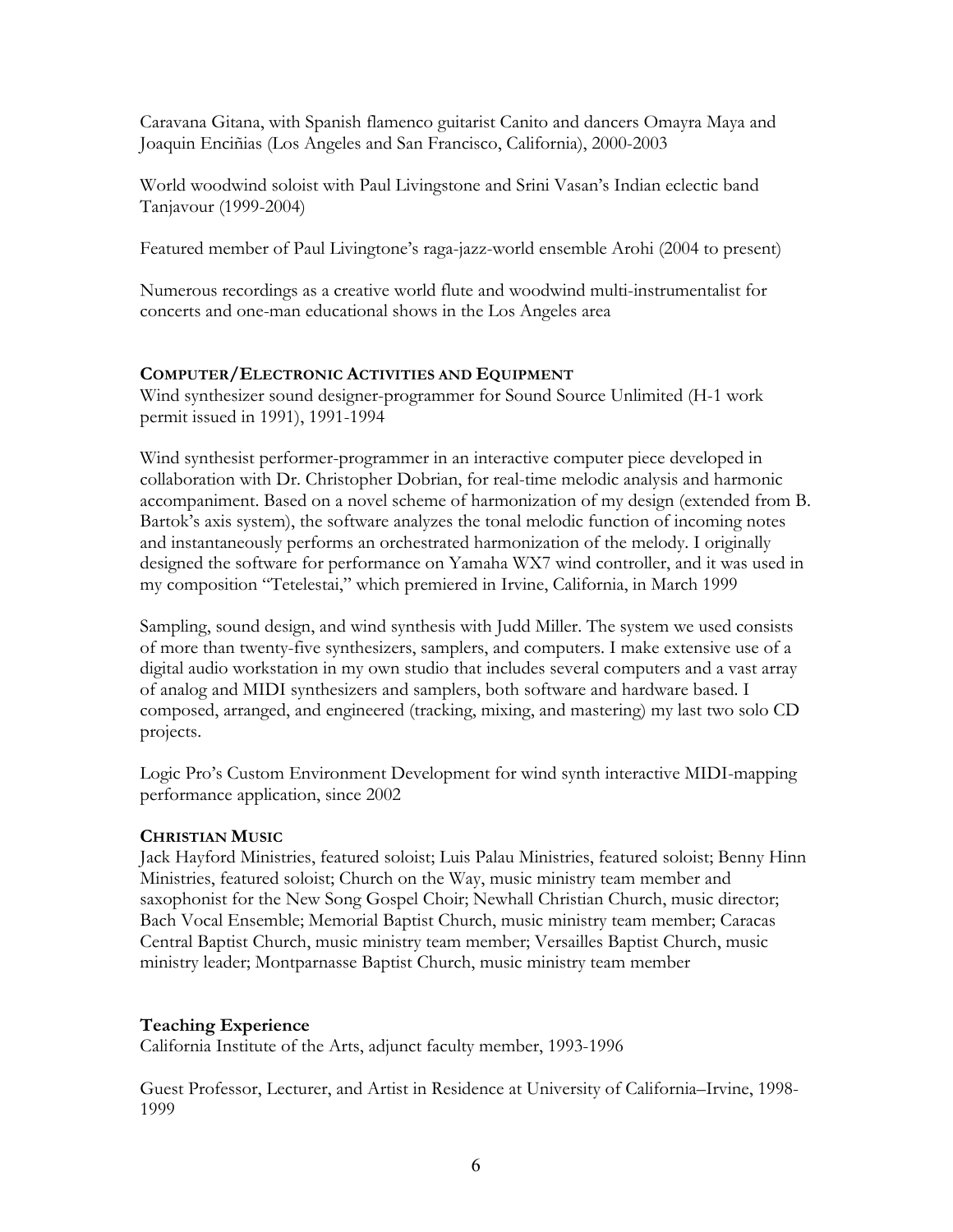Caravana Gitana, with Spanish flamenco guitarist Canito and dancers Omayra Maya and Joaquin Enciñias (Los Angeles and San Francisco, California), 2000-2003

World woodwind soloist with Paul Livingstone and Srini Vasan's Indian eclectic band Tanjavour (1999-2004)

Featured member of Paul Livingtone's raga-jazz-world ensemble Arohi (2004 to present)

Numerous recordings as a creative world flute and woodwind multi-instrumentalist for concerts and one-man educational shows in the Los Angeles area

**COMPUTER/ELECTRONIC ACTIVITIES AND EQUIPMENT**

Wind synthesizer sound designer-programmer for Sound Source Unlimited (H-1 work permit issued in 1991), 1991-1994

Wind synthesist performer-programmer in an interactive computer piece developed in collaboration with Dr. Christopher Dobrian, for real-time melodic analysis and harmonic accompaniment. Based on a novel scheme of harmonization of my design (extended from B. Bartok's axis system), the software analyzes the tonal melodic function of incoming notes and instantaneously performs an orchestrated harmonization of the melody. I originally designed the software for performance on Yamaha WX7 wind controller, and it was used in my composition "Tetelestai," which premiered in Irvine, California, in March 1999

Sampling, sound design, and wind synthesis with Judd Miller. The system we used consists of more than twenty-five synthesizers, samplers, and computers. I make extensive use of a digital audio workstation in my own studio that includes several computers and a vast array of analog and MIDI synthesizers and samplers, both software and hardware based. I composed, arranged, and engineered (tracking, mixing, and mastering) my last two solo CD projects.

Logic Pro's Custom Environment Development for wind synth interactive MIDI-mapping performance application, since 2002

**CHRISTIAN MUSIC**

Jack Hayford Ministries, featured soloist; Luis Palau Ministries, featured soloist; Benny Hinn Ministries, featured soloist; Church on the Way, music ministry team member and saxophonist for the New Song Gospel Choir; Newhall Christian Church, music director; Bach Vocal Ensemble; Memorial Baptist Church, music ministry team member; Caracas Central Baptist Church, music ministry team member; Versailles Baptist Church, music ministry leader; Montparnasse Baptist Church, music ministry team member

## Teaching Experience

California Institute of the Arts, adjunct faculty member, 1993-1996

Guest Professor, Lecturer, and Artist in Residence at University of California–Irvine, 1998-1999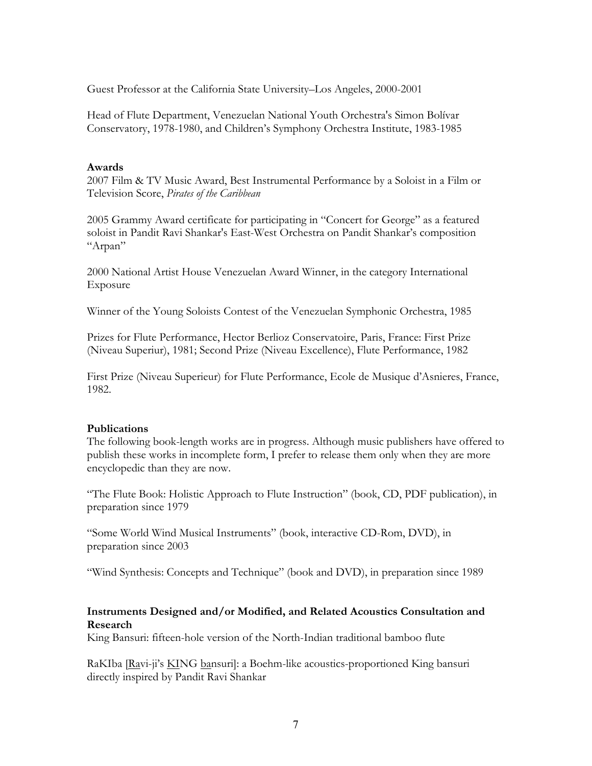Guest Professor at the California State University–Los Angeles, 2000-2001

Head of Flute Department, Venezuelan National Youth Orchestra's Simon Bolívar Conservatory, 1978-1980, and Children's Symphony Orchestra Institute, 1983-1985

**Awards**

2007 Film & TV Music Award, Best Instrumental Performance by a Soloist in a Film or Television Score, *Pirates of the Caribbean*

2005 Grammy Award certificate for participating in "Concert for George" as a featured soloist in Pandit Ravi Shankar's East-West Orchestra on Pandit Shankar's composition "Arpan"

2000 National Artist House Venezuelan Award Winner, in the category International Exposure

Winner of the Young Soloists Contest of the Venezuelan Symphonic Orchestra, 1985

Prizes for Flute Performance, Hector Berlioz Conservatoire, Paris, France: First Prize (Niveau Superiur), 1981; Second Prize (Niveau Excellence), Flute Performance, 1982

First Prize (Niveau Superieur) for Flute Performance, Ecole de Musique d'Asnieres, France, 1982.

**Publications**

The following book-length works are in progress. Although music publishers have offered to publish these works in incomplete form, I prefer to release them only when they are more encyclopedic than they are now.

"The Flute Book: Holistic Approach to Flute Instruction" (book, CD, PDF publication), in preparation since 1979

"Some World Wind Musical Instruments" (book, interactive CD-Rom, DVD), in preparation since 2003

"Wind Synthesis: Concepts and Technique" (book and DVD), in preparation since 1989

**Instruments Designed and/or Modified, and Related Acoustics Consultation and Research**

King Bansuri: fifteen-hole version of the North-Indian traditional bamboo flute

RaKIba [Ravi-ji's KING bansuri]: a Boehm-like acoustics-proportioned King bansuri directly inspired by Pandit Ravi Shankar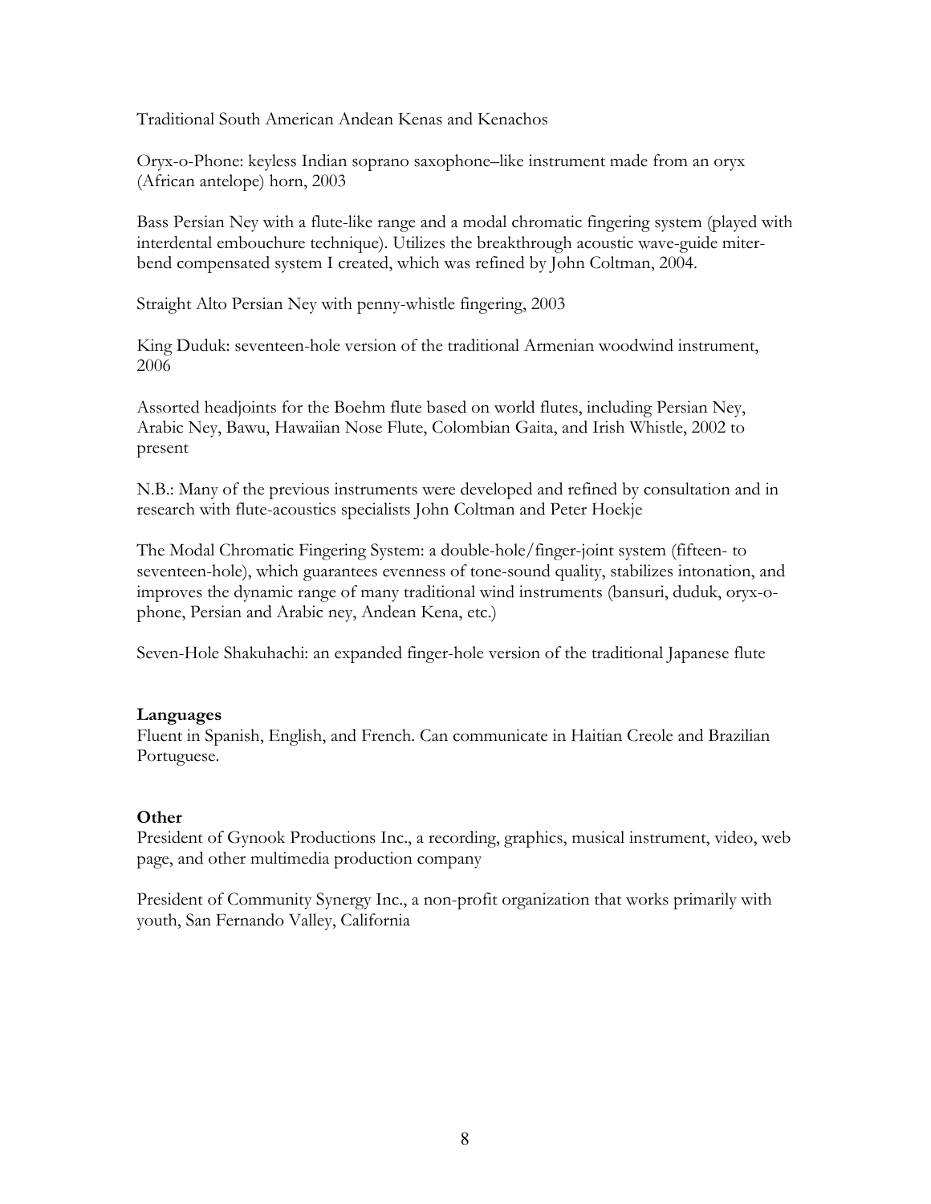Traditional South American Andean Kenas and Kenachos

Oryx-o-Phone: keyless Indian soprano saxophone–like instrument made from an oryx (African antelope) horn, 2003

Bass Persian Ney with a flute-like range and a modal chromatic fingering system (played with interdental embouchure technique). Utilizes the breakthrough acoustic wave-guide miter-bend compensated system I created, which was refined by John Coltman, 2004.

Straight Alto Persian Ney with penny-whistle fingering, 2003

King Duduk: seventeen-hole version of the traditional Armenian woodwind instrument, 2006

Assorted headjoints for the Boehm flute based on world flutes, including Persian Ney, Arabic Ney, Bawu, Hawaiian Nose Flute, Colombian Gaita, and Irish Whistle, 2002 to present

N.B.: Many of the previous instruments were developed and refined by consultation and in research with flute-acoustics specialists John Coltman and Peter Hoekje

The Modal Chromatic Fingering System: a double-hole/finger-joint system (fifteen- to seventeen-hole), which guarantees evenness of tone-sound quality, stabilizes intonation, and improves the dynamic range of many traditional wind instruments (bansuri, duduk, oryx-o-phone, Persian and Arabic ney, Andean Kena, etc.)

Seven-Hole Shakuhachi: an expanded finger-hole version of the traditional Japanese flute

**Languages**
Fluent in Spanish, English, and French. Can communicate in Haitian Creole and Brazilian Portuguese.

**Other**
President of Gynook Productions Inc., a recording, graphics, musical instrument, video, web page, and other multimedia production company

President of Community Synergy Inc., a non-profit organization that works primarily with youth, San Fernando Valley, California